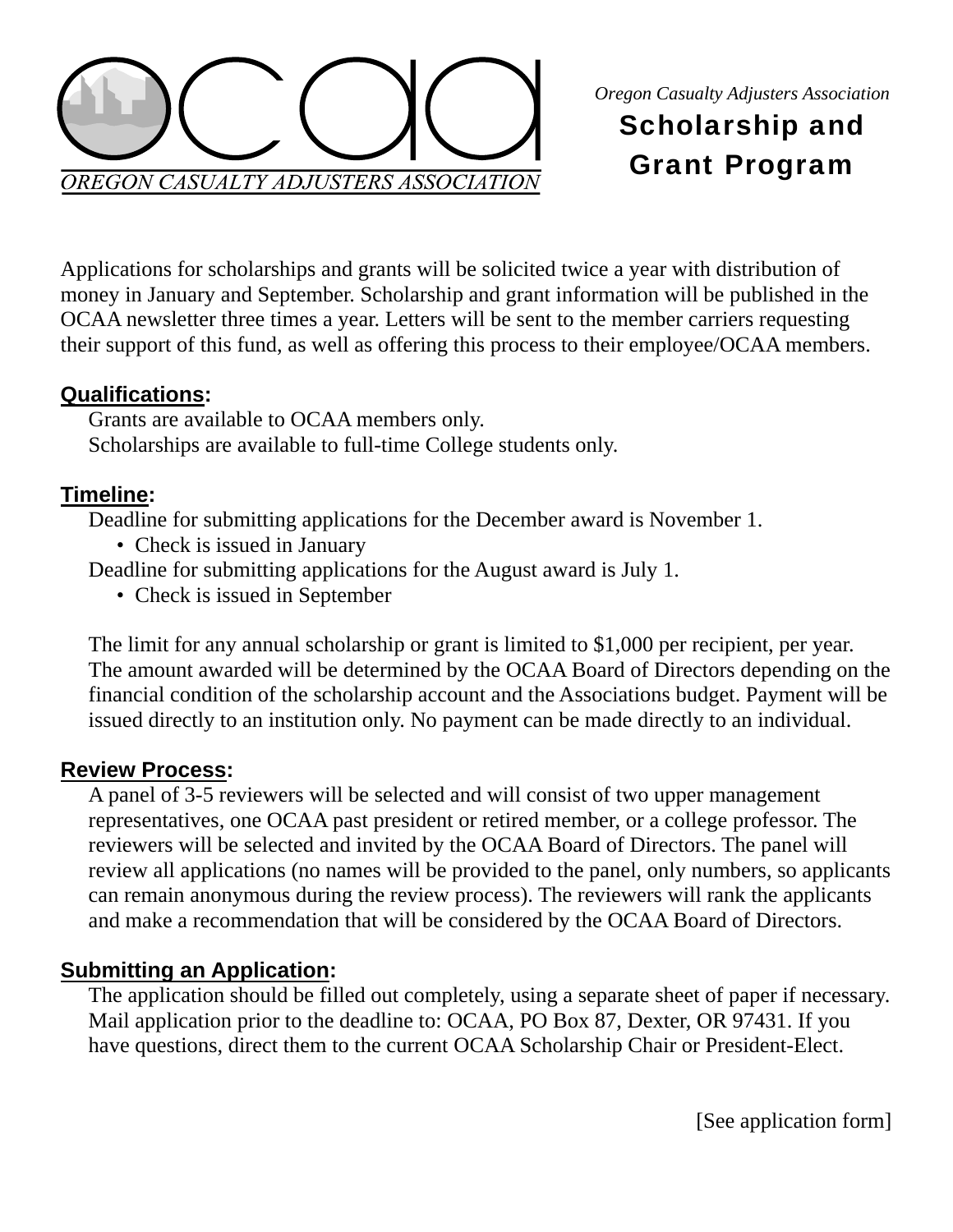OREGON CASUALTY ADJUSTERS ASSOCIATION

*Oregon Casualty Adjusters Association*

# Scholarship and Grant Program

Applications for scholarships and grants will be solicited twice a year with distribution of money in January and September. Scholarship and grant information will be published in the OCAA newsletter three times a year. Letters will be sent to the member carriers requesting their support of this fund, as well as offering this process to their employee/OCAA members.

## Qualifications:

Grants are available to OCAA members only.
Scholarships are available to full-time College students only.

## Timeline:

Deadline for submitting applications for the December award is November 1.

- Check is issued in January

Deadline for submitting applications for the August award is July 1.

- Check is issued in September

The limit for any annual scholarship or grant is limited to $1,000 per recipient, per year. The amount awarded will be determined by the OCAA Board of Directors depending on the financial condition of the scholarship account and the Associations budget. Payment will be issued directly to an institution only. No payment can be made directly to an individual.

## Review Process:

A panel of 3-5 reviewers will be selected and will consist of two upper management representatives, one OCAA past president or retired member, or a college professor. The reviewers will be selected and invited by the OCAA Board of Directors. The panel will review all applications (no names will be provided to the panel, only numbers, so applicants can remain anonymous during the review process). The reviewers will rank the applicants and make a recommendation that will be considered by the OCAA Board of Directors.

## Submitting an Application:

The application should be filled out completely, using a separate sheet of paper if necessary. Mail application prior to the deadline to: OCAA, PO Box 87, Dexter, OR 97431. If you have questions, direct them to the current OCAA Scholarship Chair or President-Elect.

[See application form]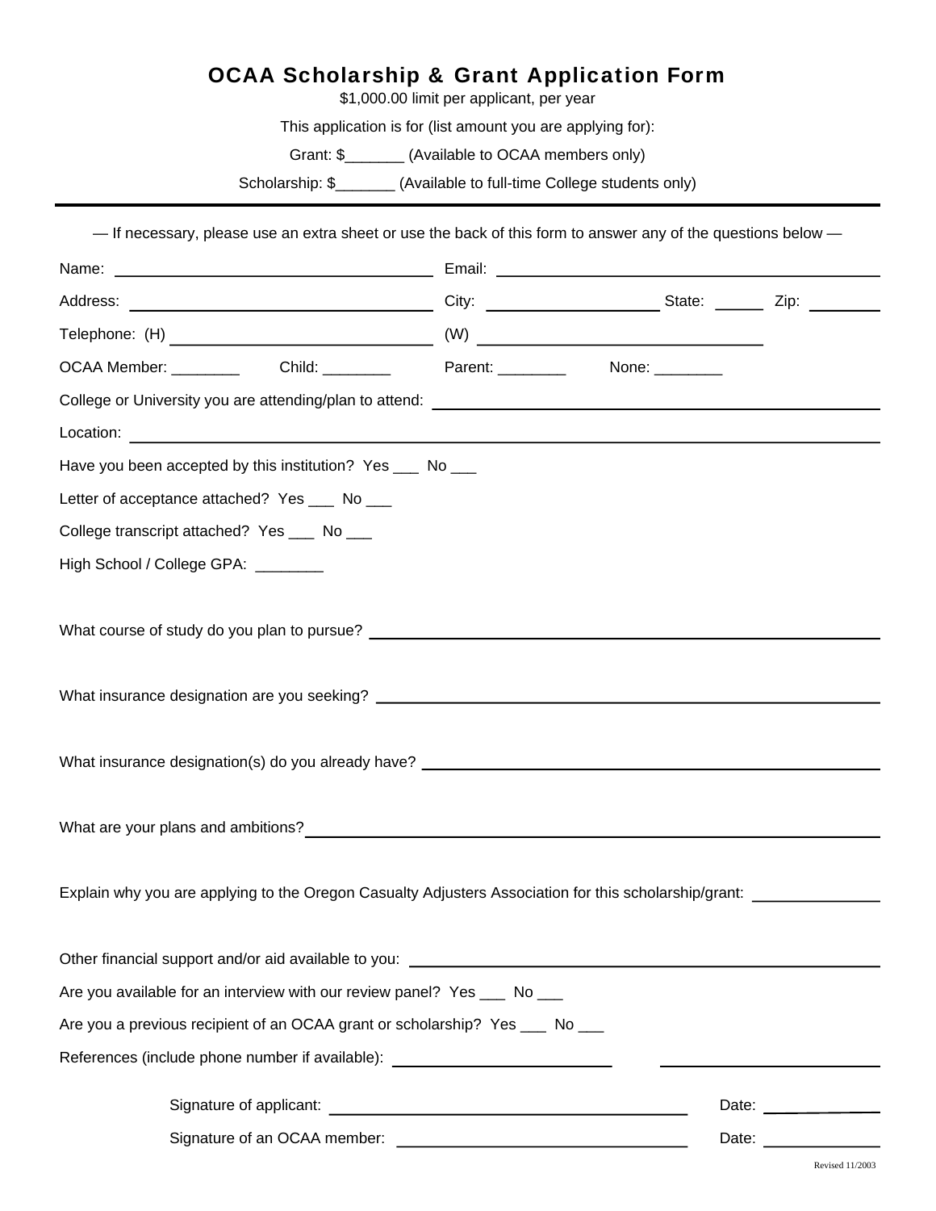# OCAA Scholarship & Grant Application Form

$1,000.00 limit per applicant, per year

This application is for (list amount you are applying for):

Grant: $_______ (Available to OCAA members only)

Scholarship: $_______ (Available to full-time College students only)

---

— If necessary, please use an extra sheet or use the back of this form to answer any of the questions below —

Name: ______________________________ Email: ______________________________

Address: ______________________________ City: ______________ State: ______ Zip: ________

Telephone: (H) ______________________________ (W) ______________________________

OCAA Member: ________ Child: ________ Parent: ________ None: ________

College or University you are attending/plan to attend: ______________________________

Location: ______________________________

Have you been accepted by this institution? Yes ___ No ___

Letter of acceptance attached? Yes ___ No ___

College transcript attached? Yes ___ No ___

High School / College GPA: ________

What course of study do you plan to pursue? ______________________________

What insurance designation are you seeking? ______________________________

What insurance designation(s) do you already have? ______________________________

What are your plans and ambitions? ______________________________

Explain why you are applying to the Oregon Casualty Adjusters Association for this scholarship/grant: ______________

Other financial support and/or aid available to you: ______________________________

Are you available for an interview with our review panel? Yes ___ No ___

Are you a previous recipient of an OCAA grant or scholarship? Yes ___ No ___

References (include phone number if available): ______________________ ______________________

Signature of applicant: ______________________________ Date: ____________

Signature of an OCAA member: ______________________________ Date: ____________

Revised 11/2003